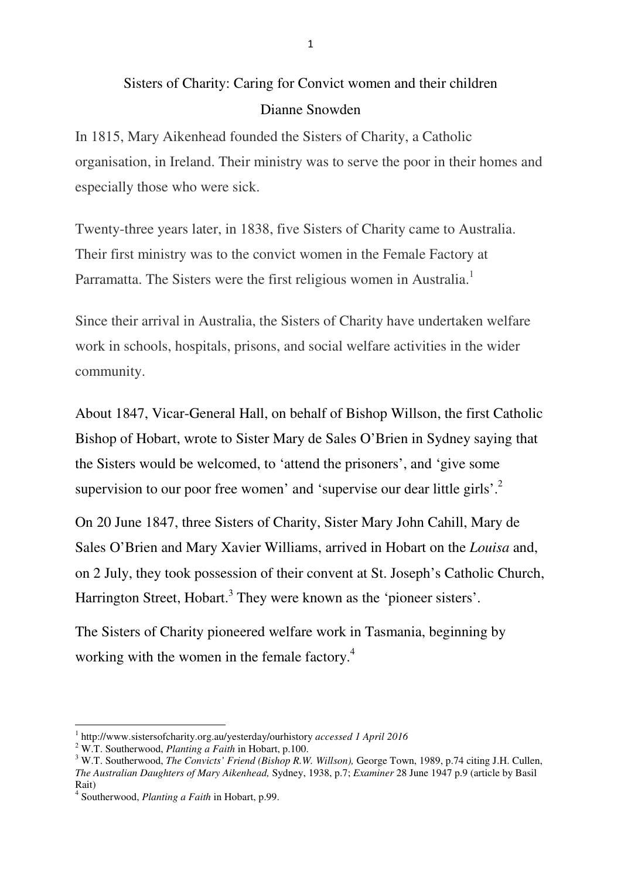# Sisters of Charity: Caring for Convict women and their children

Dianne Snowden

In 1815, Mary Aikenhead founded the Sisters of Charity, a Catholic organisation, in Ireland. Their ministry was to serve the poor in their homes and especially those who were sick.

Twenty-three years later, in 1838, five Sisters of Charity came to Australia. Their first ministry was to the convict women in the Female Factory at Parramatta. The Sisters were the first religious women in Australia.[1]

Since their arrival in Australia, the Sisters of Charity have undertaken welfare work in schools, hospitals, prisons, and social welfare activities in the wider community.

About 1847, Vicar-General Hall, on behalf of Bishop Willson, the first Catholic Bishop of Hobart, wrote to Sister Mary de Sales O'Brien in Sydney saying that the Sisters would be welcomed, to 'attend the prisoners', and 'give some supervision to our poor free women' and 'supervise our dear little girls'.[2]

On 20 June 1847, three Sisters of Charity, Sister Mary John Cahill, Mary de Sales O'Brien and Mary Xavier Williams, arrived in Hobart on the *Louisa* and, on 2 July, they took possession of their convent at St. Joseph's Catholic Church, Harrington Street, Hobart.[3] They were known as the 'pioneer sisters'.

The Sisters of Charity pioneered welfare work in Tasmania, beginning by working with the women in the female factory.[4]

---

[1] http://www.sistersofcharity.org.au/yesterday/ourhistory *accessed 1 April 2016*

[2] W.T. Southerwood, *Planting a Faith* in Hobart, p.100.

[3] W.T. Southerwood, *The Convicts' Friend (Bishop R.W. Willson),* George Town, 1989, p.74 citing J.H. Cullen, *The Australian Daughters of Mary Aikenhead,* Sydney, 1938, p.7; *Examiner* 28 June 1947 p.9 (article by Basil Rait)

[4] Southerwood, *Planting a Faith* in Hobart, p.99.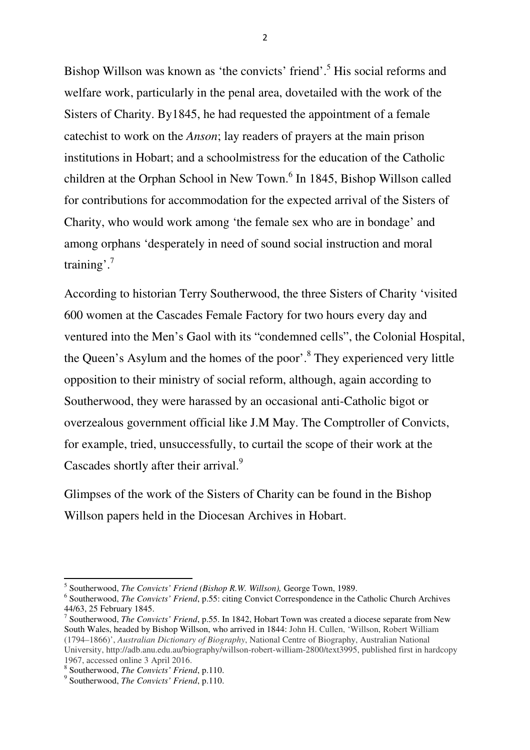Bishop Willson was known as 'the convicts' friend'.[5] His social reforms and welfare work, particularly in the penal area, dovetailed with the work of the Sisters of Charity. By1845, he had requested the appointment of a female catechist to work on the *Anson*; lay readers of prayers at the main prison institutions in Hobart; and a schoolmistress for the education of the Catholic children at the Orphan School in New Town.[6] In 1845, Bishop Willson called for contributions for accommodation for the expected arrival of the Sisters of Charity, who would work among 'the female sex who are in bondage' and among orphans 'desperately in need of sound social instruction and moral training'.[7]

According to historian Terry Southerwood, the three Sisters of Charity 'visited 600 women at the Cascades Female Factory for two hours every day and ventured into the Men's Gaol with its "condemned cells", the Colonial Hospital, the Queen's Asylum and the homes of the poor'.[8] They experienced very little opposition to their ministry of social reform, although, again according to Southerwood, they were harassed by an occasional anti-Catholic bigot or overzealous government official like J.M May. The Comptroller of Convicts, for example, tried, unsuccessfully, to curtail the scope of their work at the Cascades shortly after their arrival.[9]

Glimpses of the work of the Sisters of Charity can be found in the Bishop Willson papers held in the Diocesan Archives in Hobart.

---

[5] Southerwood, *The Convicts' Friend (Bishop R.W. Willson),* George Town, 1989.

[6] Southerwood, *The Convicts' Friend*, p.55: citing Convict Correspondence in the Catholic Church Archives 44/63, 25 February 1845.

[7] Southerwood, *The Convicts' Friend*, p.55. In 1842, Hobart Town was created a diocese separate from New South Wales, headed by Bishop Willson, who arrived in 1844: John H. Cullen, 'Willson, Robert William (1794–1866)', *Australian Dictionary of Biography*, National Centre of Biography, Australian National University, http://adb.anu.edu.au/biography/willson-robert-william-2800/text3995, published first in hardcopy 1967, accessed online 3 April 2016.

[8] Southerwood, *The Convicts' Friend*, p.110.

[9] Southerwood, *The Convicts' Friend*, p.110.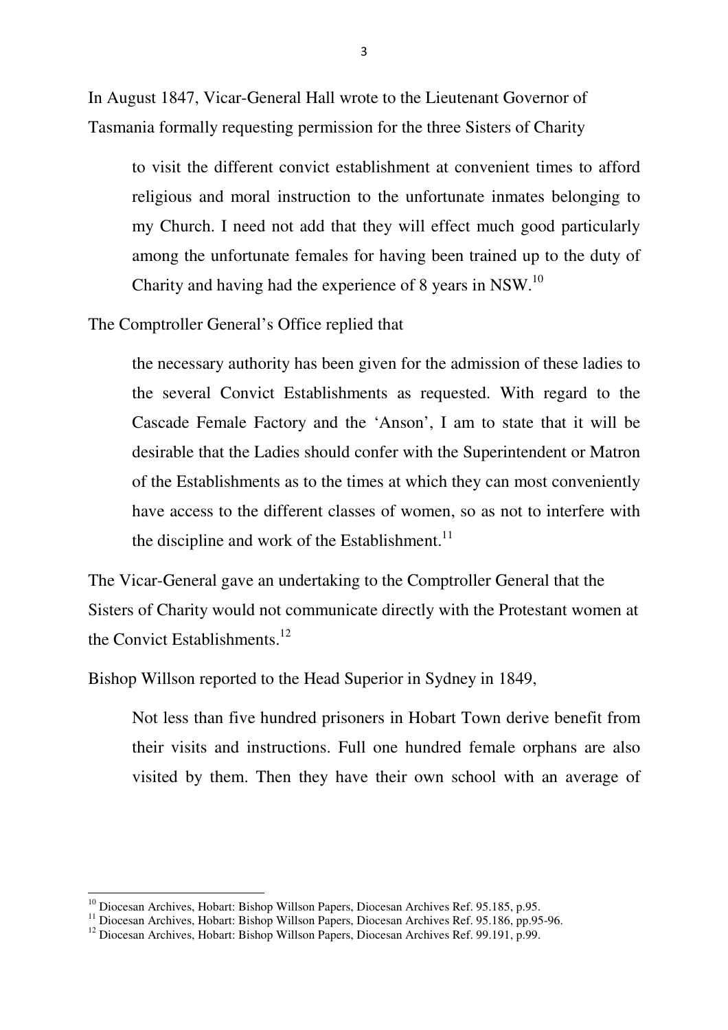In August 1847, Vicar-General Hall wrote to the Lieutenant Governor of Tasmania formally requesting permission for the three Sisters of Charity

> to visit the different convict establishment at convenient times to afford religious and moral instruction to the unfortunate inmates belonging to my Church. I need not add that they will effect much good particularly among the unfortunate females for having been trained up to the duty of Charity and having had the experience of 8 years in NSW.[10]

The Comptroller General's Office replied that

> the necessary authority has been given for the admission of these ladies to the several Convict Establishments as requested. With regard to the Cascade Female Factory and the 'Anson', I am to state that it will be desirable that the Ladies should confer with the Superintendent or Matron of the Establishments as to the times at which they can most conveniently have access to the different classes of women, so as not to interfere with the discipline and work of the Establishment.[11]

The Vicar-General gave an undertaking to the Comptroller General that the Sisters of Charity would not communicate directly with the Protestant women at the Convict Establishments.[12]

Bishop Willson reported to the Head Superior in Sydney in 1849,

> Not less than five hundred prisoners in Hobart Town derive benefit from their visits and instructions. Full one hundred female orphans are also visited by them. Then they have their own school with an average of

---

[10] Diocesan Archives, Hobart: Bishop Willson Papers, Diocesan Archives Ref. 95.185, p.95.

[11] Diocesan Archives, Hobart: Bishop Willson Papers, Diocesan Archives Ref. 95.186, pp.95-96.

[12] Diocesan Archives, Hobart: Bishop Willson Papers, Diocesan Archives Ref. 99.191, p.99.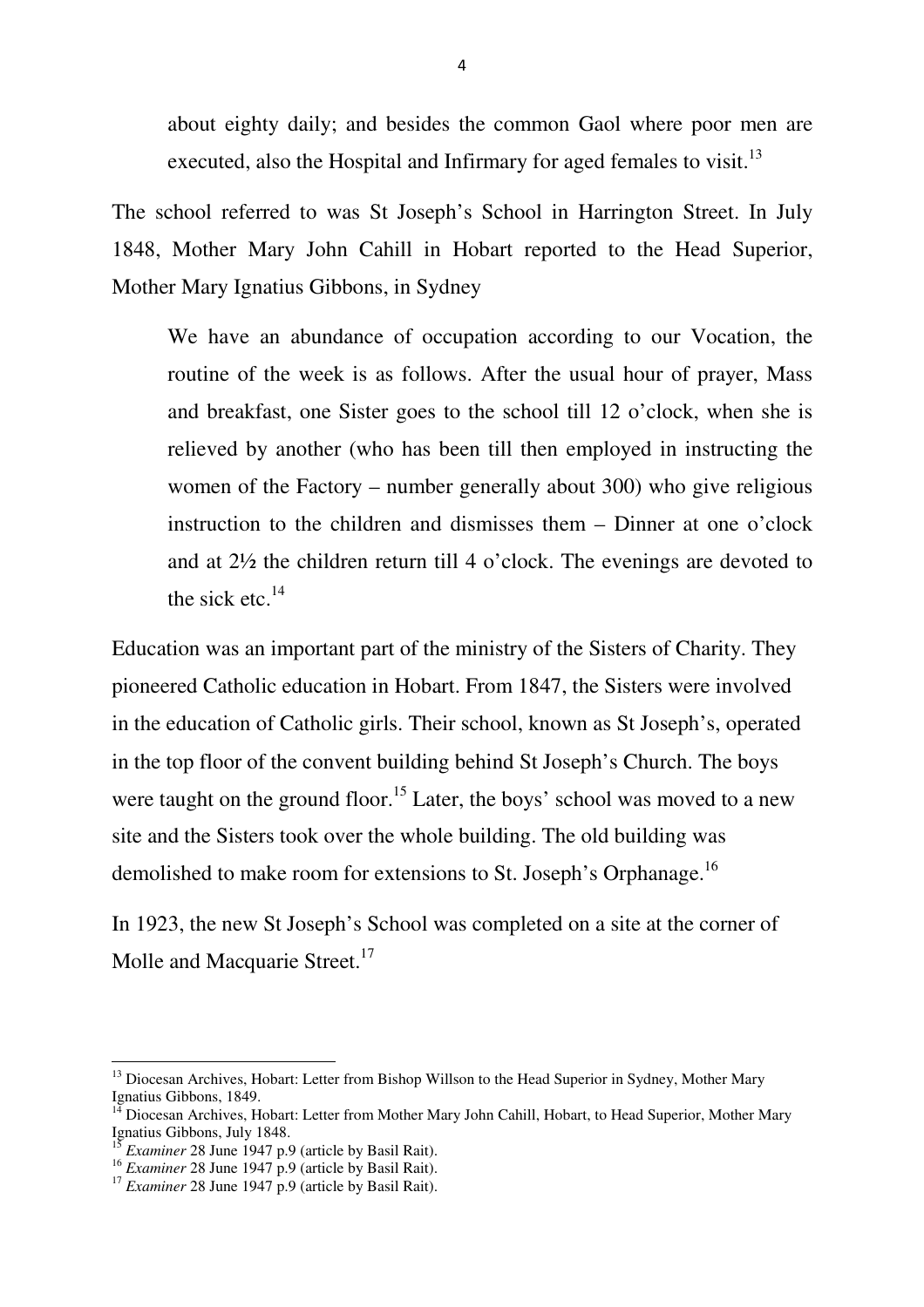> about eighty daily; and besides the common Gaol where poor men are executed, also the Hospital and Infirmary for aged females to visit.[13]

The school referred to was St Joseph's School in Harrington Street. In July 1848, Mother Mary John Cahill in Hobart reported to the Head Superior, Mother Mary Ignatius Gibbons, in Sydney

> We have an abundance of occupation according to our Vocation, the routine of the week is as follows. After the usual hour of prayer, Mass and breakfast, one Sister goes to the school till 12 o'clock, when she is relieved by another (who has been till then employed in instructing the women of the Factory – number generally about 300) who give religious instruction to the children and dismisses them – Dinner at one o'clock and at 2½ the children return till 4 o'clock. The evenings are devoted to the sick etc.[14]

Education was an important part of the ministry of the Sisters of Charity. They pioneered Catholic education in Hobart. From 1847, the Sisters were involved in the education of Catholic girls. Their school, known as St Joseph's, operated in the top floor of the convent building behind St Joseph's Church. The boys were taught on the ground floor.[15] Later, the boys' school was moved to a new site and the Sisters took over the whole building. The old building was demolished to make room for extensions to St. Joseph's Orphanage.[16]

In 1923, the new St Joseph's School was completed on a site at the corner of Molle and Macquarie Street.[17]

---

[13] Diocesan Archives, Hobart: Letter from Bishop Willson to the Head Superior in Sydney, Mother Mary Ignatius Gibbons, 1849.

[14] Diocesan Archives, Hobart: Letter from Mother Mary John Cahill, Hobart, to Head Superior, Mother Mary Ignatius Gibbons, July 1848.

[15] *Examiner* 28 June 1947 p.9 (article by Basil Rait).

[16] *Examiner* 28 June 1947 p.9 (article by Basil Rait).

[17] *Examiner* 28 June 1947 p.9 (article by Basil Rait).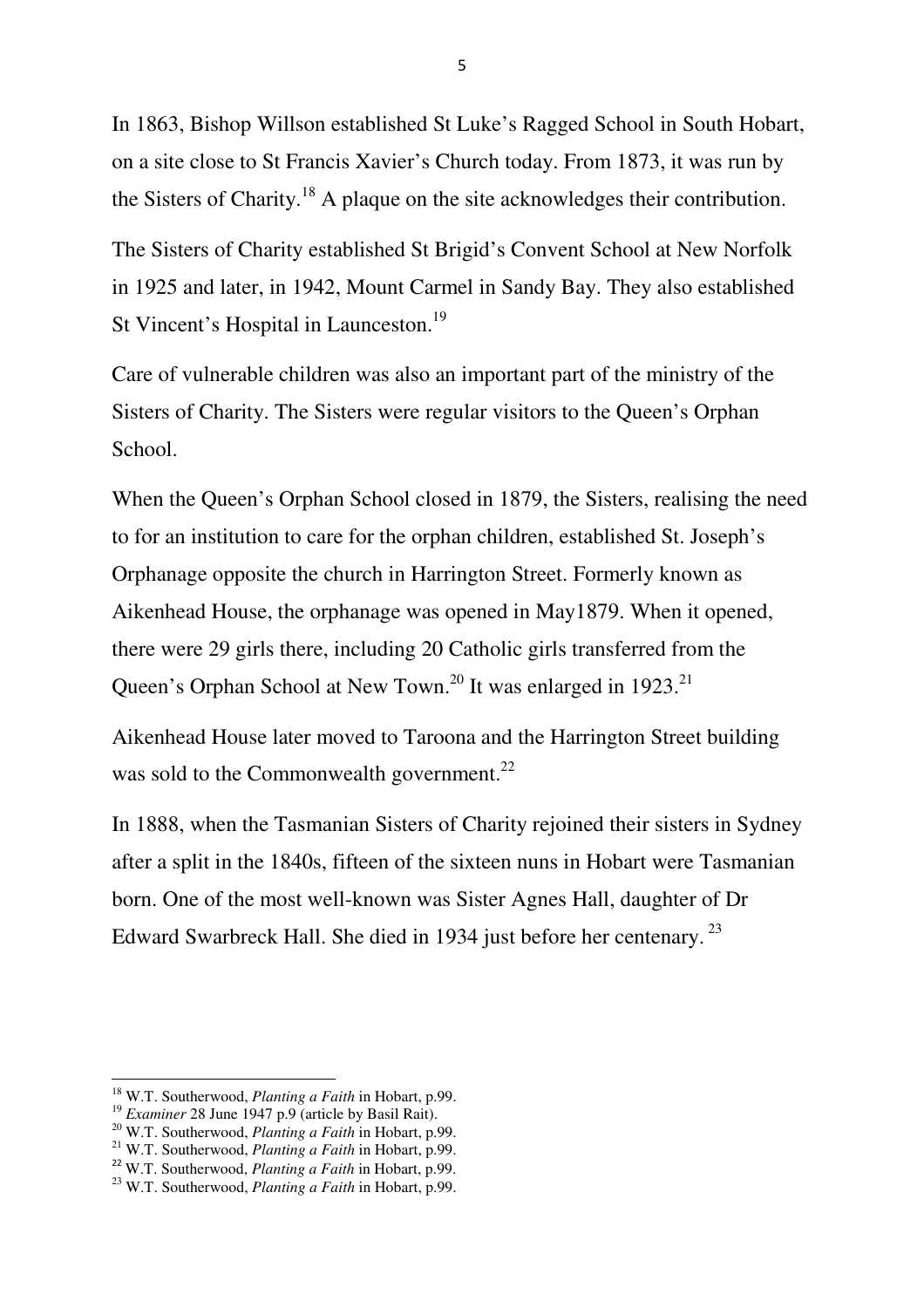In 1863, Bishop Willson established St Luke's Ragged School in South Hobart, on a site close to St Francis Xavier's Church today. From 1873, it was run by the Sisters of Charity.[18] A plaque on the site acknowledges their contribution.

The Sisters of Charity established St Brigid's Convent School at New Norfolk in 1925 and later, in 1942, Mount Carmel in Sandy Bay. They also established St Vincent's Hospital in Launceston.[19]

Care of vulnerable children was also an important part of the ministry of the Sisters of Charity. The Sisters were regular visitors to the Queen's Orphan School.

When the Queen's Orphan School closed in 1879, the Sisters, realising the need to for an institution to care for the orphan children, established St. Joseph's Orphanage opposite the church in Harrington Street. Formerly known as Aikenhead House, the orphanage was opened in May1879. When it opened, there were 29 girls there, including 20 Catholic girls transferred from the Queen's Orphan School at New Town.[20] It was enlarged in 1923.[21]

Aikenhead House later moved to Taroona and the Harrington Street building was sold to the Commonwealth government.[22]

In 1888, when the Tasmanian Sisters of Charity rejoined their sisters in Sydney after a split in the 1840s, fifteen of the sixteen nuns in Hobart were Tasmanian born. One of the most well-known was Sister Agnes Hall, daughter of Dr Edward Swarbreck Hall. She died in 1934 just before her centenary.[23]

---

[18] W.T. Southerwood, *Planting a Faith* in Hobart, p.99.

[19] *Examiner* 28 June 1947 p.9 (article by Basil Rait).

[20] W.T. Southerwood, *Planting a Faith* in Hobart, p.99.

[21] W.T. Southerwood, *Planting a Faith* in Hobart, p.99.

[22] W.T. Southerwood, *Planting a Faith* in Hobart, p.99.

[23] W.T. Southerwood, *Planting a Faith* in Hobart, p.99.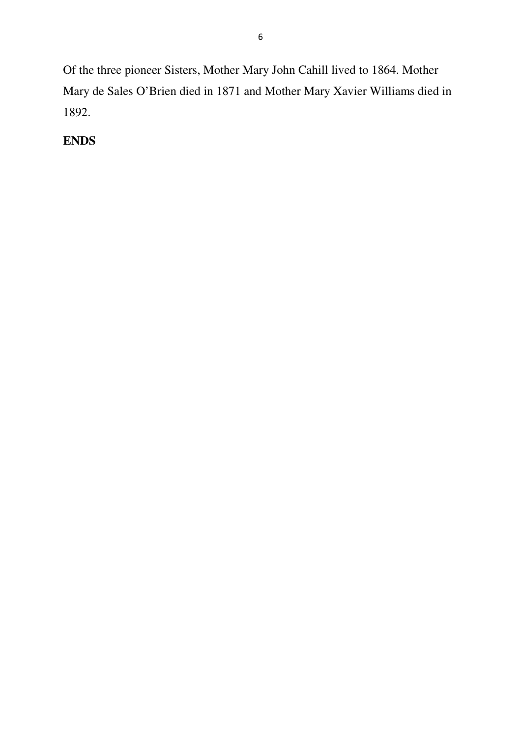Of the three pioneer Sisters, Mother Mary John Cahill lived to 1864. Mother Mary de Sales O'Brien died in 1871 and Mother Mary Xavier Williams died in 1892.

**ENDS**